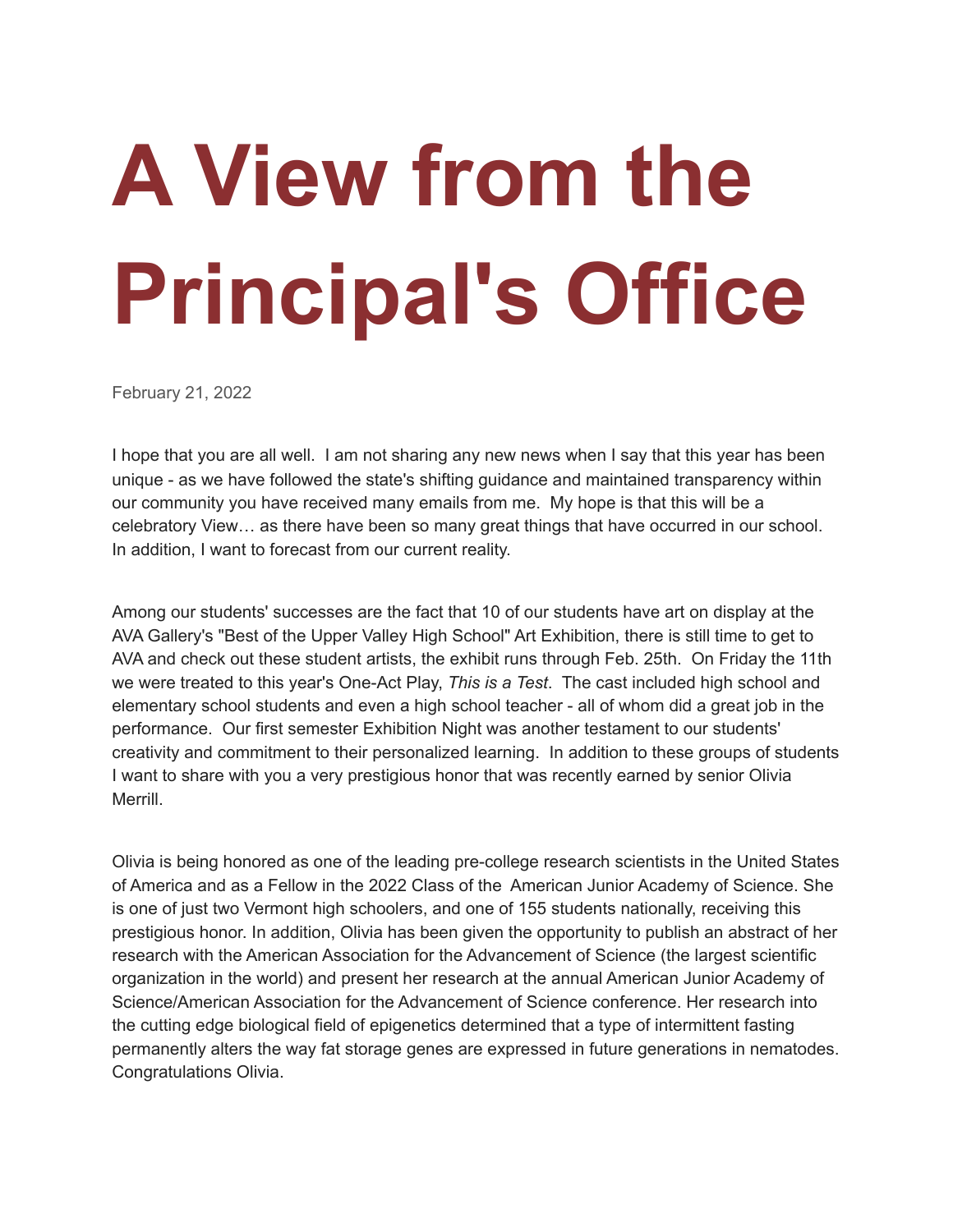# A View from the Principal's Office

February 21, 2022

I hope that you are all well.  I am not sharing any new news when I say that this year has been unique - as we have followed the state's shifting guidance and maintained transparency within our community you have received many emails from me.  My hope is that this will be a celebratory View… as there have been so many great things that have occurred in our school.  In addition, I want to forecast from our current reality.

Among our students' successes are the fact that 10 of our students have art on display at the AVA Gallery's "Best of the Upper Valley High School" Art Exhibition, there is still time to get to AVA and check out these student artists, the exhibit runs through Feb. 25th.  On Friday the 11th we were treated to this year's One-Act Play, *This is a Test*.  The cast included high school and elementary school students and even a high school teacher - all of whom did a great job in the performance.  Our first semester Exhibition Night was another testament to our students' creativity and commitment to their personalized learning.  In addition to these groups of students I want to share with you a very prestigious honor that was recently earned by senior Olivia Merrill.

Olivia is being honored as one of the leading pre-college research scientists in the United States of America and as a Fellow in the 2022 Class of the  American Junior Academy of Science. She is one of just two Vermont high schoolers, and one of 155 students nationally, receiving this prestigious honor. In addition, Olivia has been given the opportunity to publish an abstract of her research with the American Association for the Advancement of Science (the largest scientific organization in the world) and present her research at the annual American Junior Academy of Science/American Association for the Advancement of Science conference. Her research into the cutting edge biological field of epigenetics determined that a type of intermittent fasting permanently alters the way fat storage genes are expressed in future generations in nematodes. Congratulations Olivia.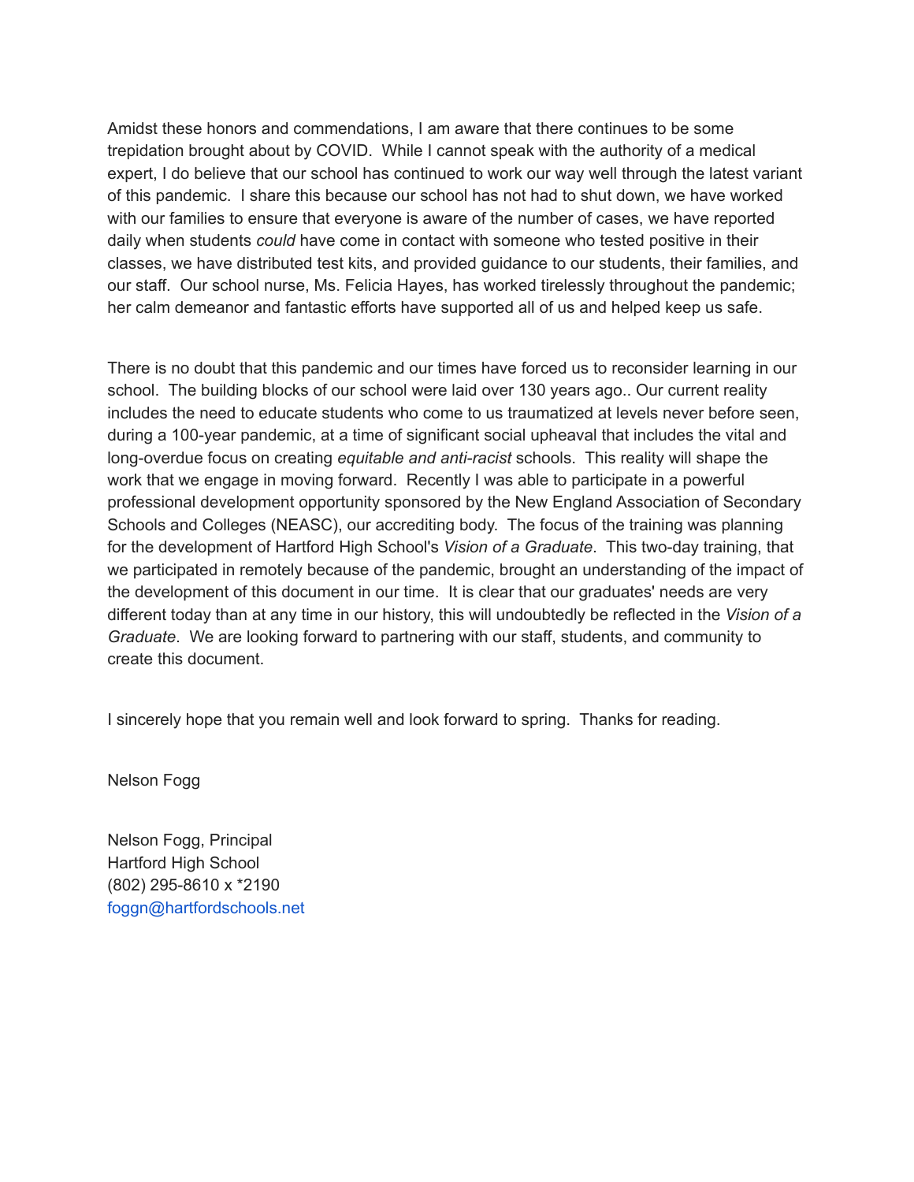Amidst these honors and commendations, I am aware that there continues to be some trepidation brought about by COVID. While I cannot speak with the authority of a medical expert, I do believe that our school has continued to work our way well through the latest variant of this pandemic. I share this because our school has not had to shut down, we have worked with our families to ensure that everyone is aware of the number of cases, we have reported daily when students *could* have come in contact with someone who tested positive in their classes, we have distributed test kits, and provided guidance to our students, their families, and our staff. Our school nurse, Ms. Felicia Hayes, has worked tirelessly throughout the pandemic; her calm demeanor and fantastic efforts have supported all of us and helped keep us safe.

There is no doubt that this pandemic and our times have forced us to reconsider learning in our school. The building blocks of our school were laid over 130 years ago.. Our current reality includes the need to educate students who come to us traumatized at levels never before seen, during a 100-year pandemic, at a time of significant social upheaval that includes the vital and long-overdue focus on creating *equitable and anti-racist* schools. This reality will shape the work that we engage in moving forward. Recently I was able to participate in a powerful professional development opportunity sponsored by the New England Association of Secondary Schools and Colleges (NEASC), our accrediting body. The focus of the training was planning for the development of Hartford High School's *Vision of a Graduate*. This two-day training, that we participated in remotely because of the pandemic, brought an understanding of the impact of the development of this document in our time. It is clear that our graduates' needs are very different today than at any time in our history, this will undoubtedly be reflected in the *Vision of a Graduate*. We are looking forward to partnering with our staff, students, and community to create this document.

I sincerely hope that you remain well and look forward to spring. Thanks for reading.

Nelson Fogg

Nelson Fogg, Principal
Hartford High School
(802) 295-8610 x *2190
foggn@hartfordschools.net